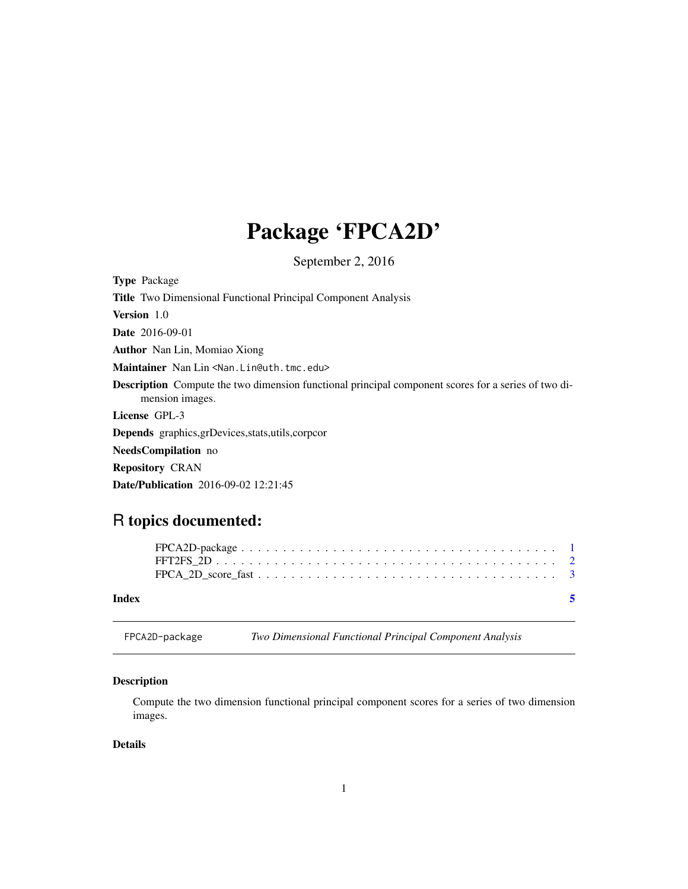# Package 'FPCA2D'

September 2, 2016

**Type** Package

**Title** Two Dimensional Functional Principal Component Analysis

**Version** 1.0

**Date** 2016-09-01

**Author** Nan Lin, Momiao Xiong

**Maintainer** Nan Lin <Nan.Lin@uth.tmc.edu>

**Description** Compute the two dimension functional principal component scores for a series of two dimension images.

**License** GPL-3

**Depends** graphics,grDevices,stats,utils,corpcor

**NeedsCompilation** no

**Repository** CRAN

**Date/Publication** 2016-09-02 12:21:45

## R topics documented:

- FPCA2D-package . . . . . . . . . . . . . . . . . . . . . . . . . . . . . . . . . . . . . 1
- FFT2FS_2D . . . . . . . . . . . . . . . . . . . . . . . . . . . . . . . . . . . . . . . . 2
- FPCA_2D_score_fast . . . . . . . . . . . . . . . . . . . . . . . . . . . . . . . . . . . 3

**Index** 5

---

FPCA2D-package *Two Dimensional Functional Principal Component Analysis*

---

### Description

Compute the two dimension functional principal component scores for a series of two dimension images.

### Details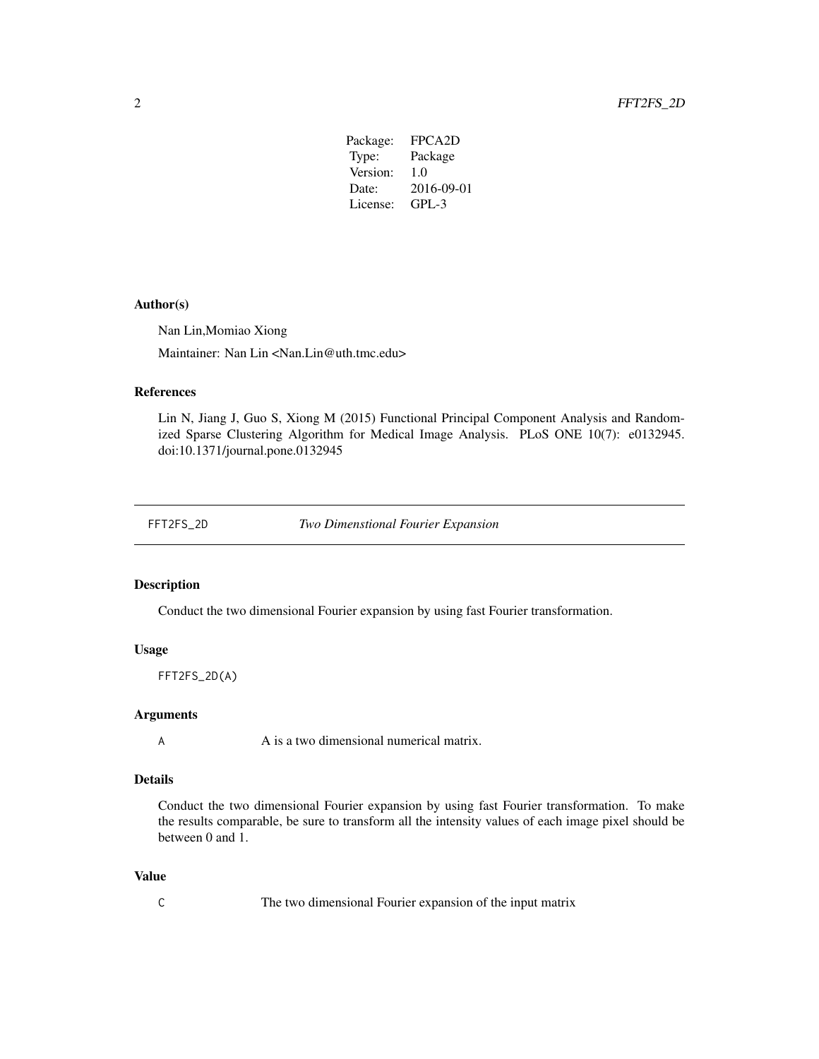| Package: | FPCA2D |
| --- | --- |
| Type: | Package |
| Version: | 1.0 |
| Date: | 2016-09-01 |
| License: | GPL-3 |

### Author(s)

Nan Lin,Momiao Xiong

Maintainer: Nan Lin <Nan.Lin@uth.tmc.edu>

### References

Lin N, Jiang J, Guo S, Xiong M (2015) Functional Principal Component Analysis and Randomized Sparse Clustering Algorithm for Medical Image Analysis. PLoS ONE 10(7): e0132945. doi:10.1371/journal.pone.0132945

---

## FFT2FS_2D *Two Dimenstional Fourier Expansion*

---

### Description

Conduct the two dimensional Fourier expansion by using fast Fourier transformation.

### Usage

```
FFT2FS_2D(A)
```

### Arguments

`A` A is a two dimensional numerical matrix.

### Details

Conduct the two dimensional Fourier expansion by using fast Fourier transformation. To make the results comparable, be sure to transform all the intensity values of each image pixel should be between 0 and 1.

### Value

`C` The two dimensional Fourier expansion of the input matrix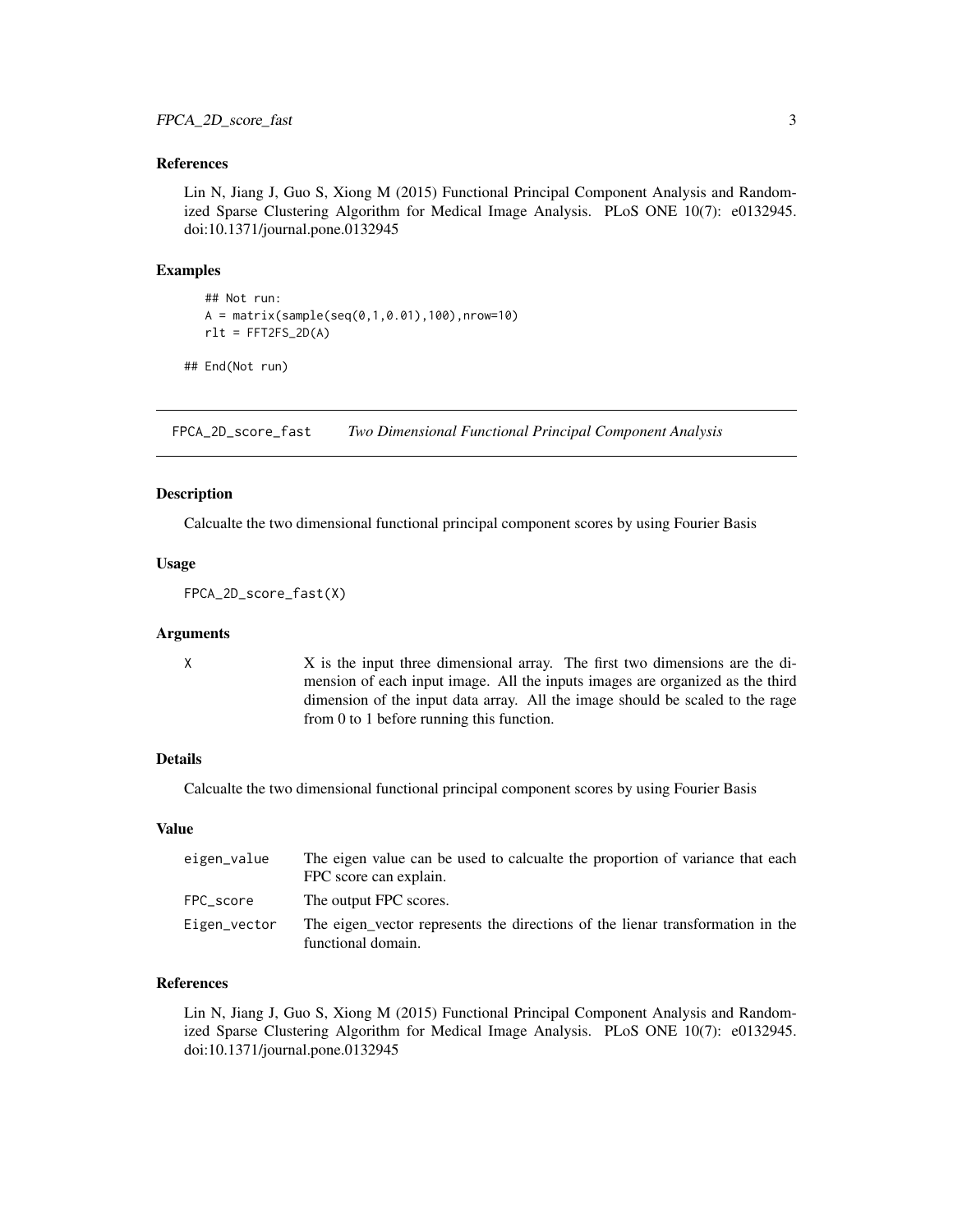### References

Lin N, Jiang J, Guo S, Xiong M (2015) Functional Principal Component Analysis and Randomized Sparse Clustering Algorithm for Medical Image Analysis. PLoS ONE 10(7): e0132945. doi:10.1371/journal.pone.0132945

### Examples

```
## Not run:
A = matrix(sample(seq(0,1,0.01),100),nrow=10)
rlt = FFT2FS_2D(A)

## End(Not run)
```

---

## FPCA_2D_score_fast    *Two Dimensional Functional Principal Component Analysis*

### Description

Calcualte the two dimensional functional principal component scores by using Fourier Basis

### Usage

```
FPCA_2D_score_fast(X)
```

### Arguments

| | |
|---|---|
| X | X is the input three dimensional array. The first two dimensions are the dimension of each input image. All the inputs images are organized as the third dimension of the input data array. All the image should be scaled to the rage from 0 to 1 before running this function. |

### Details

Calcualte the two dimensional functional principal component scores by using Fourier Basis

### Value

| | |
|---|---|
| eigen_value | The eigen value can be used to calcualte the proportion of variance that each FPC score can explain. |
| FPC_score | The output FPC scores. |
| Eigen_vector | The eigen_vector represents the directions of the lienar transformation in the functional domain. |

### References

Lin N, Jiang J, Guo S, Xiong M (2015) Functional Principal Component Analysis and Randomized Sparse Clustering Algorithm for Medical Image Analysis. PLoS ONE 10(7): e0132945. doi:10.1371/journal.pone.0132945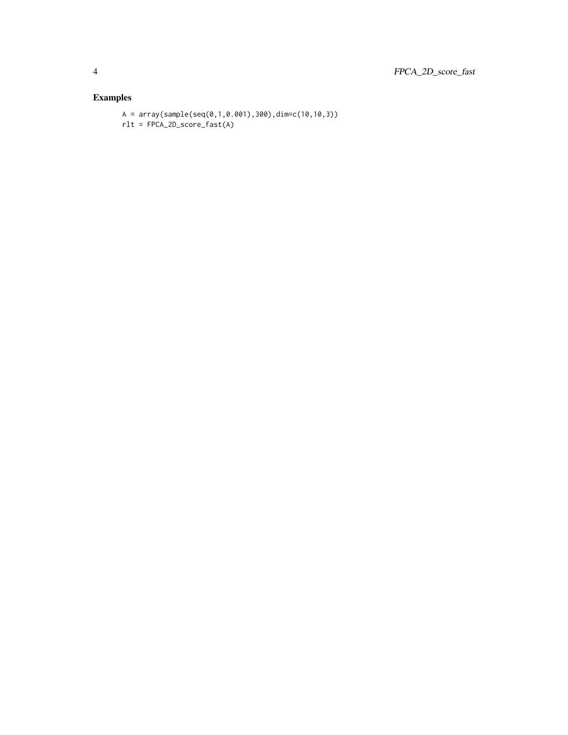## Examples

```
A = array(sample(seq(0,1,0.001),300),dim=c(10,10,3))
rlt = FPCA_2D_score_fast(A)
```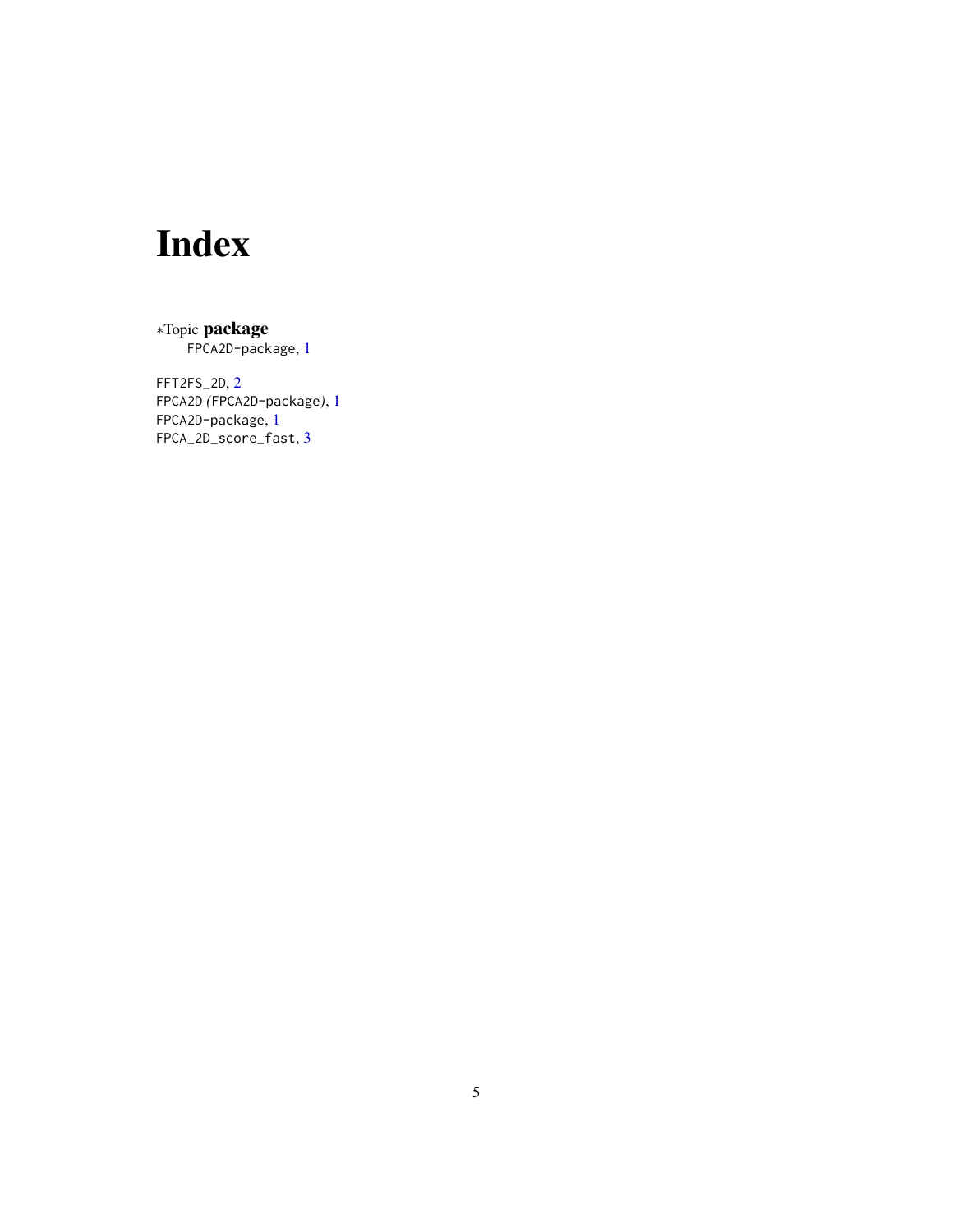# Index

*Topic **package**
    FPCA2D-package, 1

FFT2FS_2D, 2
FPCA2D (FPCA2D-package), 1
FPCA2D-package, 1
FPCA_2D_score_fast, 3